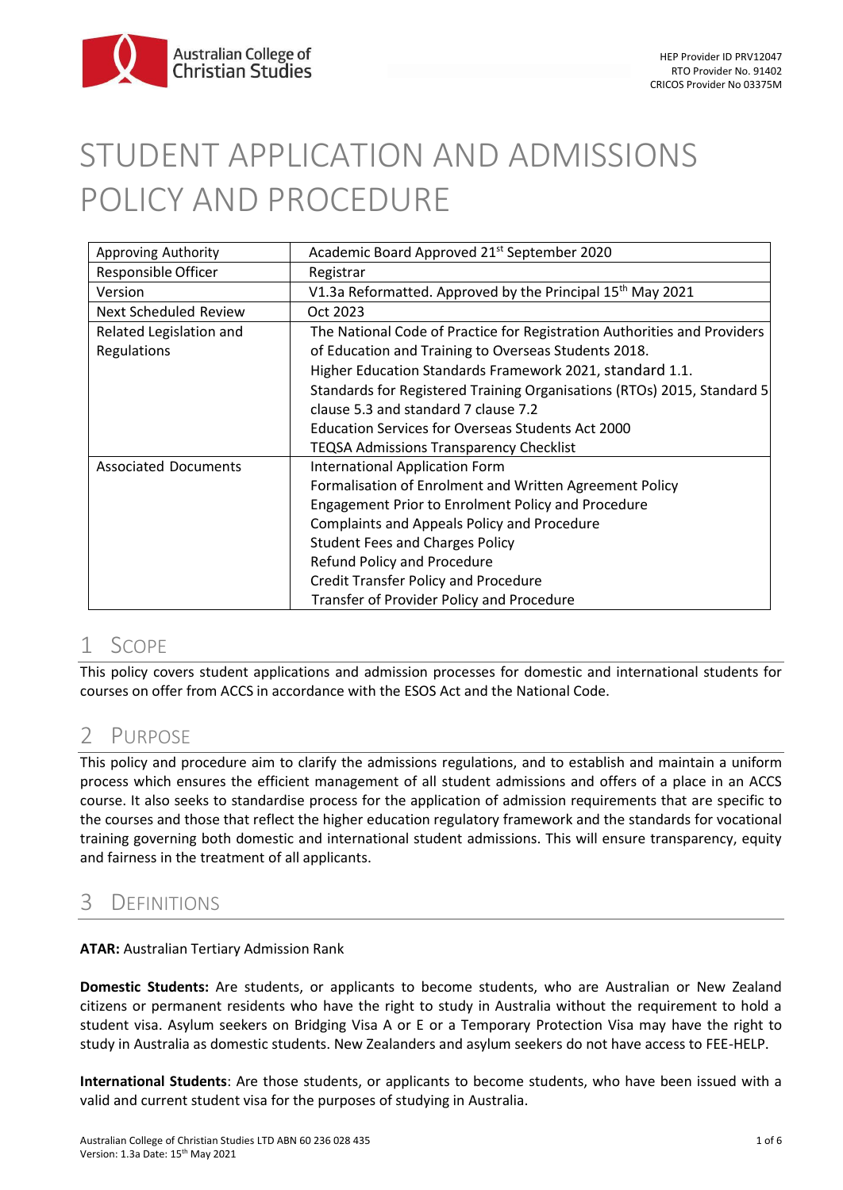# STUDENT APPLICATION AND ADMISSIONS POLICY AND PROCEDURE

| | |
|---|---|
| Approving Authority | Academic Board Approved 21st September 2020 |
| Responsible Officer | Registrar |
| Version | V1.3a Reformatted. Approved by the Principal 15th May 2021 |
| Next Scheduled Review | Oct 2023 |
| Related Legislation and Regulations | The National Code of Practice for Registration Authorities and Providers of Education and Training to Overseas Students 2018.<br>Higher Education Standards Framework 2021, standard 1.1.<br>Standards for Registered Training Organisations (RTOs) 2015, Standard 5 clause 5.3 and standard 7 clause 7.2<br>Education Services for Overseas Students Act 2000<br>TEQSA Admissions Transparency Checklist |
| Associated Documents | International Application Form<br>Formalisation of Enrolment and Written Agreement Policy<br>Engagement Prior to Enrolment Policy and Procedure<br>Complaints and Appeals Policy and Procedure<br>Student Fees and Charges Policy<br>Refund Policy and Procedure<br>Credit Transfer Policy and Procedure<br>Transfer of Provider Policy and Procedure |

## 1 Scope

This policy covers student applications and admission processes for domestic and international students for courses on offer from ACCS in accordance with the ESOS Act and the National Code.

## 2 Purpose

This policy and procedure aim to clarify the admissions regulations, and to establish and maintain a uniform process which ensures the efficient management of all student admissions and offers of a place in an ACCS course. It also seeks to standardise process for the application of admission requirements that are specific to the courses and those that reflect the higher education regulatory framework and the standards for vocational training governing both domestic and international student admissions. This will ensure transparency, equity and fairness in the treatment of all applicants.

## 3 Definitions

**ATAR:** Australian Tertiary Admission Rank

**Domestic Students:** Are students, or applicants to become students, who are Australian or New Zealand citizens or permanent residents who have the right to study in Australia without the requirement to hold a student visa. Asylum seekers on Bridging Visa A or E or a Temporary Protection Visa may have the right to study in Australia as domestic students. New Zealanders and asylum seekers do not have access to FEE-HELP.

**International Students**: Are those students, or applicants to become students, who have been issued with a valid and current student visa for the purposes of studying in Australia.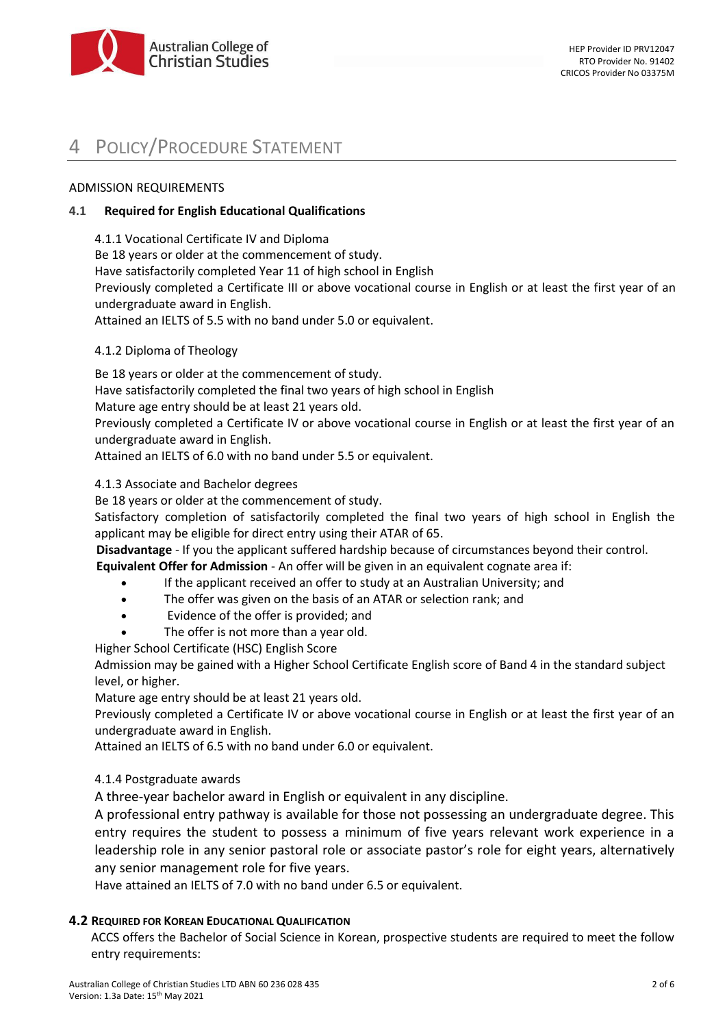# 4 Policy/Procedure Statement

ADMISSION REQUIREMENTS

## 4.1 Required for English Educational Qualifications

4.1.1 Vocational Certificate IV and Diploma

Be 18 years or older at the commencement of study.
Have satisfactorily completed Year 11 of high school in English
Previously completed a Certificate III or above vocational course in English or at least the first year of an undergraduate award in English.
Attained an IELTS of 5.5 with no band under 5.0 or equivalent.

4.1.2 Diploma of Theology

Be 18 years or older at the commencement of study.
Have satisfactorily completed the final two years of high school in English
Mature age entry should be at least 21 years old.
Previously completed a Certificate IV or above vocational course in English or at least the first year of an undergraduate award in English.
Attained an IELTS of 6.0 with no band under 5.5 or equivalent.

4.1.3 Associate and Bachelor degrees

Be 18 years or older at the commencement of study.
Satisfactory completion of satisfactorily completed the final two years of high school in English the applicant may be eligible for direct entry using their ATAR of 65.
**Disadvantage** - If you the applicant suffered hardship because of circumstances beyond their control.
**Equivalent Offer for Admission** - An offer will be given in an equivalent cognate area if:

- If the applicant received an offer to study at an Australian University; and
- The offer was given on the basis of an ATAR or selection rank; and
- Evidence of the offer is provided; and
- The offer is not more than a year old.

Higher School Certificate (HSC) English Score
Admission may be gained with a Higher School Certificate English score of Band 4 in the standard subject level, or higher.
Mature age entry should be at least 21 years old.
Previously completed a Certificate IV or above vocational course in English or at least the first year of an undergraduate award in English.
Attained an IELTS of 6.5 with no band under 6.0 or equivalent.

4.1.4 Postgraduate awards

A three-year bachelor award in English or equivalent in any discipline.
A professional entry pathway is available for those not possessing an undergraduate degree. This entry requires the student to possess a minimum of five years relevant work experience in a leadership role in any senior pastoral role or associate pastor's role for eight years, alternatively any senior management role for five years.
Have attained an IELTS of 7.0 with no band under 6.5 or equivalent.

## 4.2 Required for Korean Educational Qualification

ACCS offers the Bachelor of Social Science in Korean, prospective students are required to meet the follow entry requirements: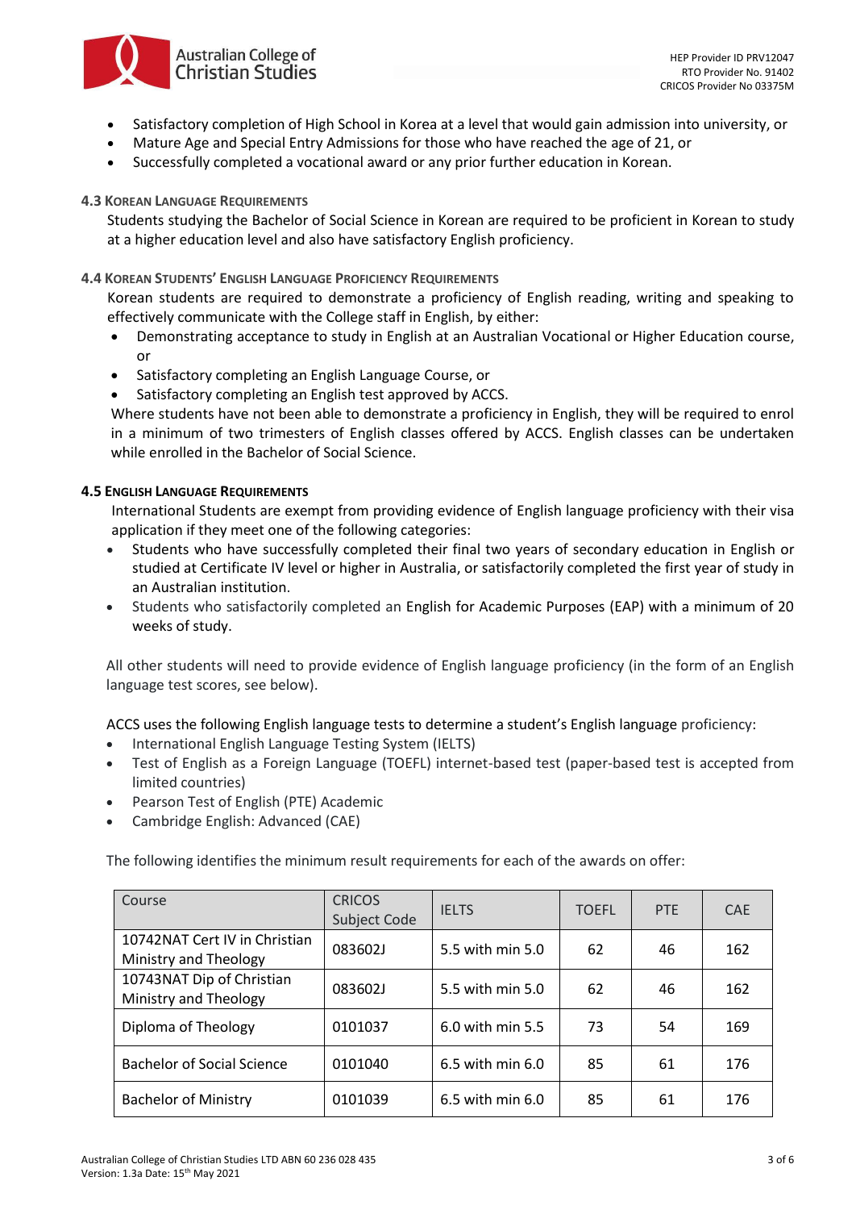- Satisfactory completion of High School in Korea at a level that would gain admission into university, or
- Mature Age and Special Entry Admissions for those who have reached the age of 21, or
- Successfully completed a vocational award or any prior further education in Korean.

### 4.3 Korean Language Requirements

Students studying the Bachelor of Social Science in Korean are required to be proficient in Korean to study at a higher education level and also have satisfactory English proficiency.

### 4.4 Korean Students' English Language Proficiency Requirements

Korean students are required to demonstrate a proficiency of English reading, writing and speaking to effectively communicate with the College staff in English, by either:

- Demonstrating acceptance to study in English at an Australian Vocational or Higher Education course, or
- Satisfactory completing an English Language Course, or
- Satisfactory completing an English test approved by ACCS.

Where students have not been able to demonstrate a proficiency in English, they will be required to enrol in a minimum of two trimesters of English classes offered by ACCS. English classes can be undertaken while enrolled in the Bachelor of Social Science.

### 4.5 English Language Requirements

International Students are exempt from providing evidence of English language proficiency with their visa application if they meet one of the following categories:

- Students who have successfully completed their final two years of secondary education in English or studied at Certificate IV level or higher in Australia, or satisfactorily completed the first year of study in an Australian institution.
- Students who satisfactorily completed an English for Academic Purposes (EAP) with a minimum of 20 weeks of study.

All other students will need to provide evidence of English language proficiency (in the form of an English language test scores, see below).

ACCS uses the following English language tests to determine a student's English language proficiency:

- International English Language Testing System (IELTS)
- Test of English as a Foreign Language (TOEFL) internet-based test (paper-based test is accepted from limited countries)
- Pearson Test of English (PTE) Academic
- Cambridge English: Advanced (CAE)

The following identifies the minimum result requirements for each of the awards on offer:

| Course | CRICOS Subject Code | IELTS | TOEFL | PTE | CAE |
|---|---|---|---|---|---|
| 10742NAT Cert IV in Christian Ministry and Theology | 083602J | 5.5 with min 5.0 | 62 | 46 | 162 |
| 10743NAT Dip of Christian Ministry and Theology | 083602J | 5.5 with min 5.0 | 62 | 46 | 162 |
| Diploma of Theology | 0101037 | 6.0 with min 5.5 | 73 | 54 | 169 |
| Bachelor of Social Science | 0101040 | 6.5 with min 6.0 | 85 | 61 | 176 |
| Bachelor of Ministry | 0101039 | 6.5 with min 6.0 | 85 | 61 | 176 |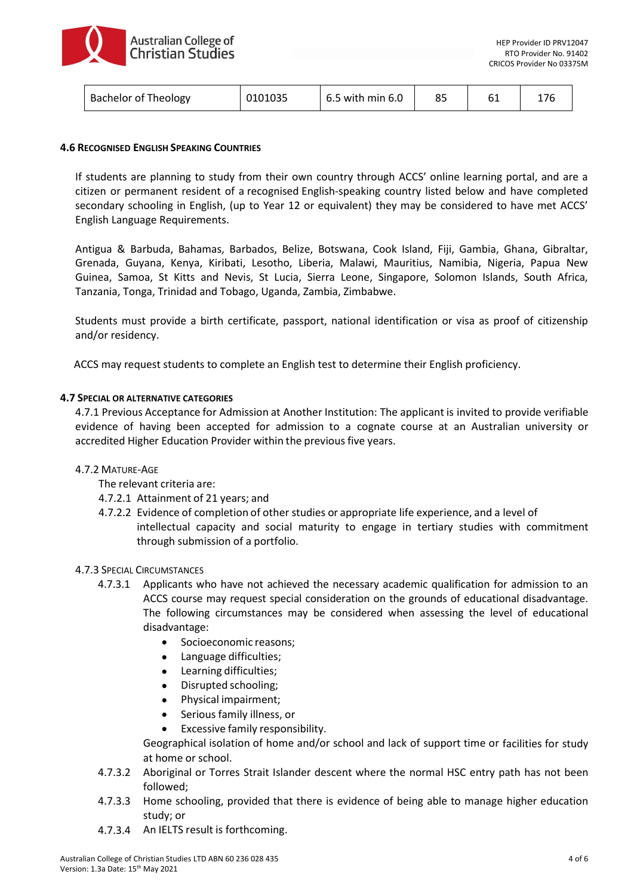| Bachelor of Theology | 0101035 | 6.5 with min 6.0 | 85 | 61 | 176 |
|---|---|---|---|---|---|

#### 4.6 Recognised English Speaking Countries

If students are planning to study from their own country through ACCS' online learning portal, and are a citizen or permanent resident of a recognised English-speaking country listed below and have completed secondary schooling in English, (up to Year 12 or equivalent) they may be considered to have met ACCS' English Language Requirements.

Antigua & Barbuda, Bahamas, Barbados, Belize, Botswana, Cook Island, Fiji, Gambia, Ghana, Gibraltar, Grenada, Guyana, Kenya, Kiribati, Lesotho, Liberia, Malawi, Mauritius, Namibia, Nigeria, Papua New Guinea, Samoa, St Kitts and Nevis, St Lucia, Sierra Leone, Singapore, Solomon Islands, South Africa, Tanzania, Tonga, Trinidad and Tobago, Uganda, Zambia, Zimbabwe.

Students must provide a birth certificate, passport, national identification or visa as proof of citizenship and/or residency.

ACCS may request students to complete an English test to determine their English proficiency.

#### 4.7 Special or Alternative Categories

4.7.1 Previous Acceptance for Admission at Another Institution: The applicant is invited to provide verifiable evidence of having been accepted for admission to a cognate course at an Australian university or accredited Higher Education Provider within the previous five years.

4.7.2 Mature-Age

The relevant criteria are:

4.7.2.1 Attainment of 21 years; and

4.7.2.2 Evidence of completion of other studies or appropriate life experience, and a level of intellectual capacity and social maturity to engage in tertiary studies with commitment through submission of a portfolio.

4.7.3 Special Circumstances

4.7.3.1 Applicants who have not achieved the necessary academic qualification for admission to an ACCS course may request special consideration on the grounds of educational disadvantage. The following circumstances may be considered when assessing the level of educational disadvantage:

- Socioeconomic reasons;
- Language difficulties;
- Learning difficulties;
- Disrupted schooling;
- Physical impairment;
- Serious family illness, or
- Excessive family responsibility.

Geographical isolation of home and/or school and lack of support time or facilities for study at home or school.

4.7.3.2 Aboriginal or Torres Strait Islander descent where the normal HSC entry path has not been followed;

4.7.3.3 Home schooling, provided that there is evidence of being able to manage higher education study; or

4.7.3.4 An IELTS result is forthcoming.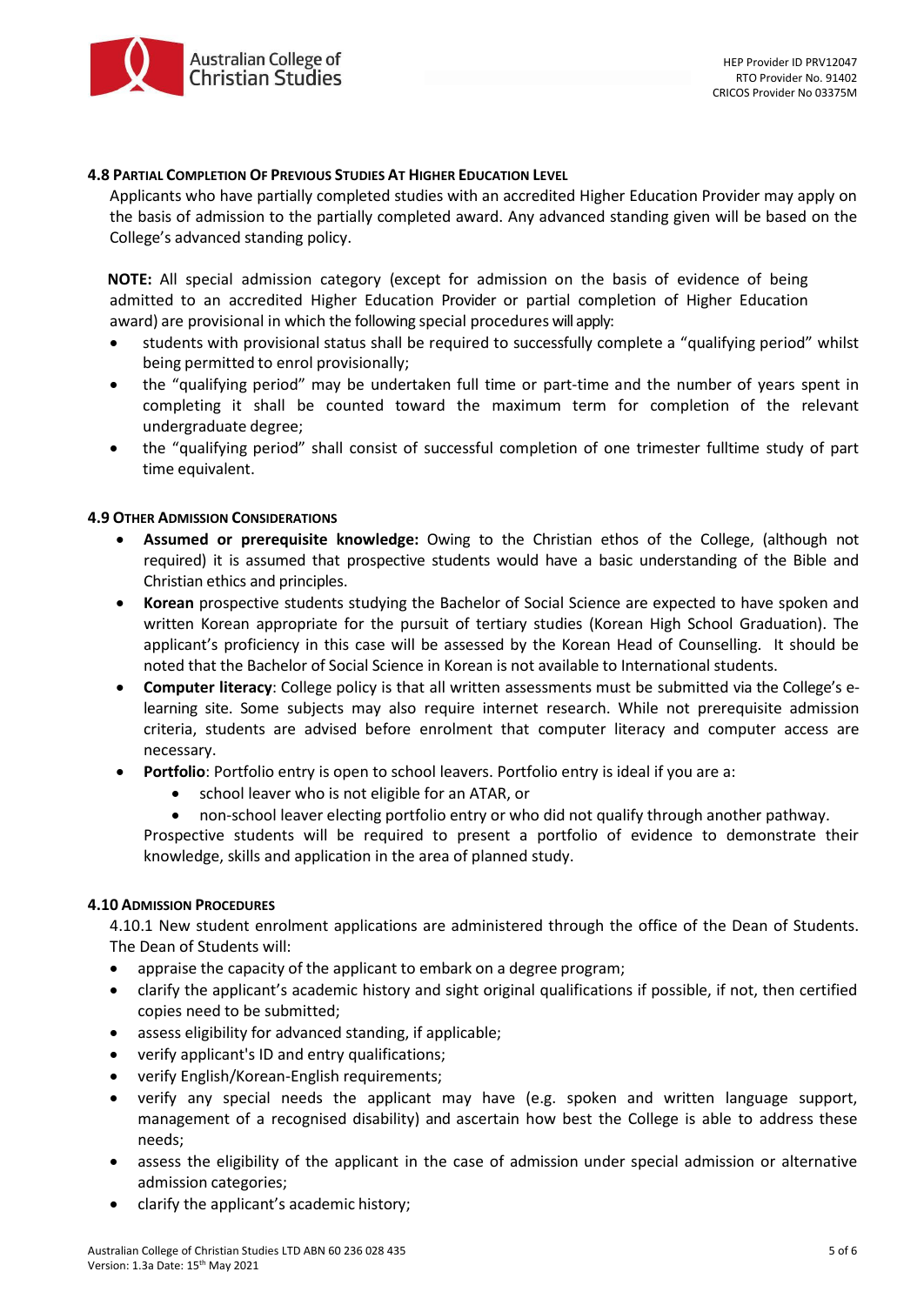### 4.8 Partial Completion Of Previous Studies At Higher Education Level

Applicants who have partially completed studies with an accredited Higher Education Provider may apply on the basis of admission to the partially completed award. Any advanced standing given will be based on the College's advanced standing policy.

**NOTE:** All special admission category (except for admission on the basis of evidence of being admitted to an accredited Higher Education Provider or partial completion of Higher Education award) are provisional in which the following special procedures will apply:

- students with provisional status shall be required to successfully complete a "qualifying period" whilst being permitted to enrol provisionally;
- the "qualifying period" may be undertaken full time or part-time and the number of years spent in completing it shall be counted toward the maximum term for completion of the relevant undergraduate degree;
- the "qualifying period" shall consist of successful completion of one trimester fulltime study of part time equivalent.

### 4.9 Other Admission Considerations

- **Assumed or prerequisite knowledge:** Owing to the Christian ethos of the College, (although not required) it is assumed that prospective students would have a basic understanding of the Bible and Christian ethics and principles.
- **Korean** prospective students studying the Bachelor of Social Science are expected to have spoken and written Korean appropriate for the pursuit of tertiary studies (Korean High School Graduation). The applicant's proficiency in this case will be assessed by the Korean Head of Counselling. It should be noted that the Bachelor of Social Science in Korean is not available to International students.
- **Computer literacy**: College policy is that all written assessments must be submitted via the College's e-learning site. Some subjects may also require internet research. While not prerequisite admission criteria, students are advised before enrolment that computer literacy and computer access are necessary.
- **Portfolio**: Portfolio entry is open to school leavers. Portfolio entry is ideal if you are a:
  - school leaver who is not eligible for an ATAR, or
  - non-school leaver electing portfolio entry or who did not qualify through another pathway.

  Prospective students will be required to present a portfolio of evidence to demonstrate their knowledge, skills and application in the area of planned study.

### 4.10 Admission Procedures

4.10.1 New student enrolment applications are administered through the office of the Dean of Students. The Dean of Students will:

- appraise the capacity of the applicant to embark on a degree program;
- clarify the applicant's academic history and sight original qualifications if possible, if not, then certified copies need to be submitted;
- assess eligibility for advanced standing, if applicable;
- verify applicant's ID and entry qualifications;
- verify English/Korean-English requirements;
- verify any special needs the applicant may have (e.g. spoken and written language support, management of a recognised disability) and ascertain how best the College is able to address these needs;
- assess the eligibility of the applicant in the case of admission under special admission or alternative admission categories;
- clarify the applicant's academic history;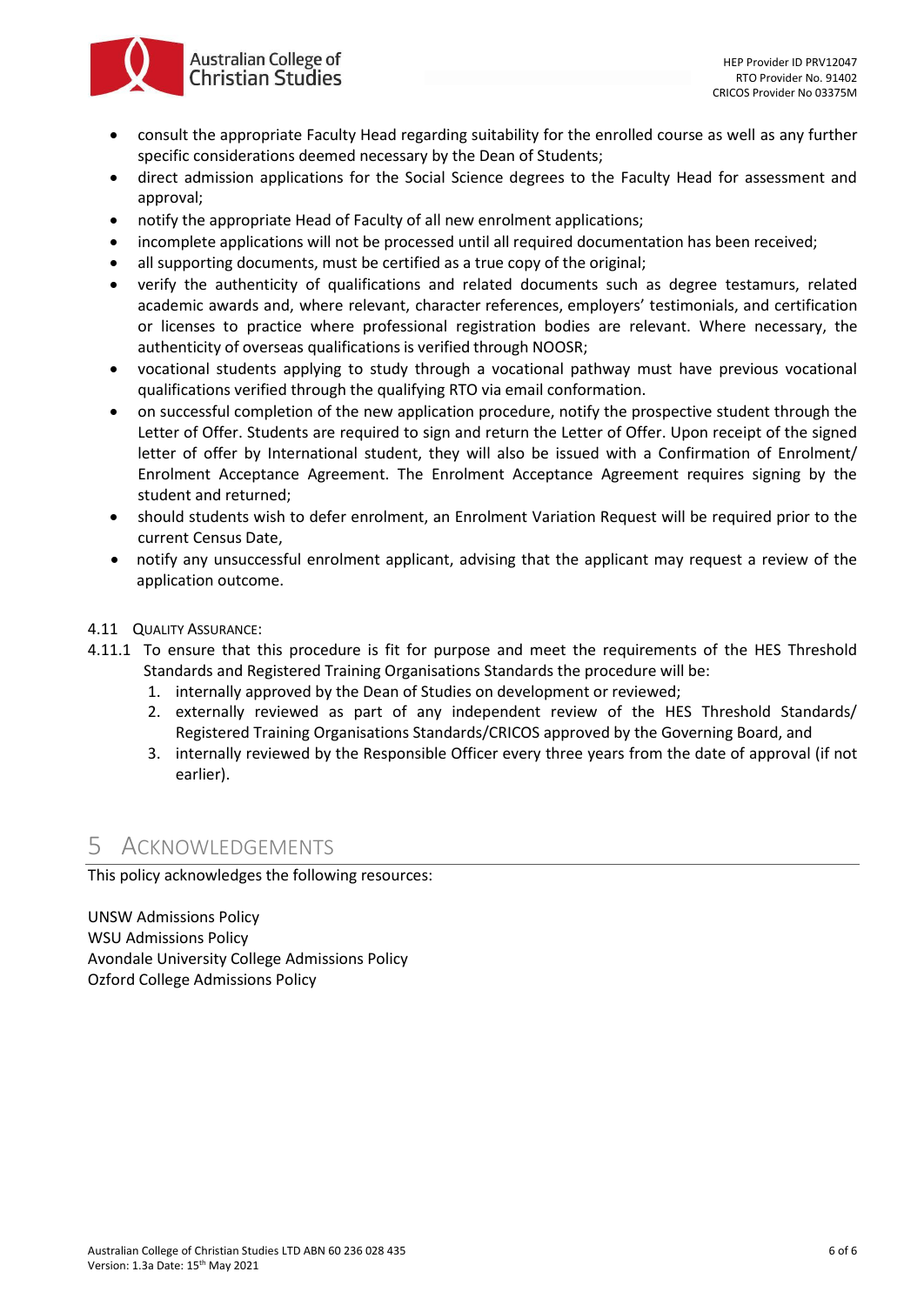- consult the appropriate Faculty Head regarding suitability for the enrolled course as well as any further specific considerations deemed necessary by the Dean of Students;
- direct admission applications for the Social Science degrees to the Faculty Head for assessment and approval;
- notify the appropriate Head of Faculty of all new enrolment applications;
- incomplete applications will not be processed until all required documentation has been received;
- all supporting documents, must be certified as a true copy of the original;
- verify the authenticity of qualifications and related documents such as degree testamurs, related academic awards and, where relevant, character references, employers' testimonials, and certification or licenses to practice where professional registration bodies are relevant. Where necessary, the authenticity of overseas qualifications is verified through NOOSR;
- vocational students applying to study through a vocational pathway must have previous vocational qualifications verified through the qualifying RTO via email conformation.
- on successful completion of the new application procedure, notify the prospective student through the Letter of Offer. Students are required to sign and return the Letter of Offer. Upon receipt of the signed letter of offer by International student, they will also be issued with a Confirmation of Enrolment/ Enrolment Acceptance Agreement. The Enrolment Acceptance Agreement requires signing by the student and returned;
- should students wish to defer enrolment, an Enrolment Variation Request will be required prior to the current Census Date,
- notify any unsuccessful enrolment applicant, advising that the applicant may request a review of the application outcome.

4.11 Quality Assurance:

4.11.1 To ensure that this procedure is fit for purpose and meet the requirements of the HES Threshold Standards and Registered Training Organisations Standards the procedure will be:

1. internally approved by the Dean of Studies on development or reviewed;
2. externally reviewed as part of any independent review of the HES Threshold Standards/ Registered Training Organisations Standards/CRICOS approved by the Governing Board, and
3. internally reviewed by the Responsible Officer every three years from the date of approval (if not earlier).

# 5 Acknowledgements

This policy acknowledges the following resources:

UNSW Admissions Policy
WSU Admissions Policy
Avondale University College Admissions Policy
Ozford College Admissions Policy